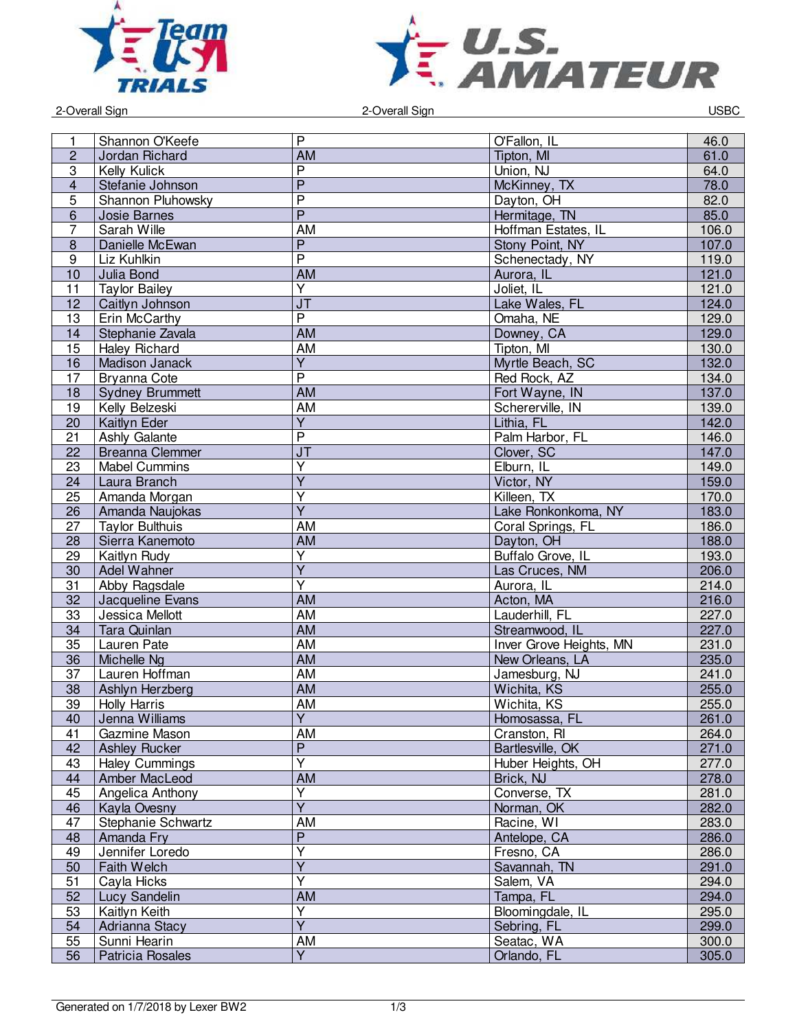2-Overall Sign

| | | | | |
|---|---|---|---|---|
| 1 | Shannon O'Keefe | P | O'Fallon, IL | 46.0 |
| 2 | Jordan Richard | AM | Tipton, MI | 61.0 |
| 3 | Kelly Kulick | P | Union, NJ | 64.0 |
| 4 | Stefanie Johnson | P | McKinney, TX | 78.0 |
| 5 | Shannon Pluhowsky | P | Dayton, OH | 82.0 |
| 6 | Josie Barnes | P | Hermitage, TN | 85.0 |
| 7 | Sarah Wille | AM | Hoffman Estates, IL | 106.0 |
| 8 | Danielle McEwan | P | Stony Point, NY | 107.0 |
| 9 | Liz Kuhlkin | P | Schenectady, NY | 119.0 |
| 10 | Julia Bond | AM | Aurora, IL | 121.0 |
| 11 | Taylor Bailey | Y | Joliet, IL | 121.0 |
| 12 | Caitlyn Johnson | JT | Lake Wales, FL | 124.0 |
| 13 | Erin McCarthy | P | Omaha, NE | 129.0 |
| 14 | Stephanie Zavala | AM | Downey, CA | 129.0 |
| 15 | Haley Richard | AM | Tipton, MI | 130.0 |
| 16 | Madison Janack | Y | Myrtle Beach, SC | 132.0 |
| 17 | Bryanna Cote | P | Red Rock, AZ | 134.0 |
| 18 | Sydney Brummett | AM | Fort Wayne, IN | 137.0 |
| 19 | Kelly Belzeski | AM | Schererville, IN | 139.0 |
| 20 | Kaitlyn Eder | Y | Lithia, FL | 142.0 |
| 21 | Ashly Galante | P | Palm Harbor, FL | 146.0 |
| 22 | Breanna Clemmer | JT | Clover, SC | 147.0 |
| 23 | Mabel Cummins | Y | Elburn, IL | 149.0 |
| 24 | Laura Branch | Y | Victor, NY | 159.0 |
| 25 | Amanda Morgan | Y | Killeen, TX | 170.0 |
| 26 | Amanda Naujokas | Y | Lake Ronkonkoma, NY | 183.0 |
| 27 | Taylor Bulthuis | AM | Coral Springs, FL | 186.0 |
| 28 | Sierra Kanemoto | AM | Dayton, OH | 188.0 |
| 29 | Kaitlyn Rudy | Y | Buffalo Grove, IL | 193.0 |
| 30 | Adel Wahner | Y | Las Cruces, NM | 206.0 |
| 31 | Abby Ragsdale | Y | Aurora, IL | 214.0 |
| 32 | Jacqueline Evans | AM | Acton, MA | 216.0 |
| 33 | Jessica Mellott | AM | Lauderhill, FL | 227.0 |
| 34 | Tara Quinlan | AM | Streamwood, IL | 227.0 |
| 35 | Lauren Pate | AM | Inver Grove Heights, MN | 231.0 |
| 36 | Michelle Ng | AM | New Orleans, LA | 235.0 |
| 37 | Lauren Hoffman | AM | Jamesburg, NJ | 241.0 |
| 38 | Ashlyn Herzberg | AM | Wichita, KS | 255.0 |
| 39 | Holly Harris | AM | Wichita, KS | 255.0 |
| 40 | Jenna Williams | Y | Homosassa, FL | 261.0 |
| 41 | Gazmine Mason | AM | Cranston, RI | 264.0 |
| 42 | Ashley Rucker | P | Bartlesville, OK | 271.0 |
| 43 | Haley Cummings | Y | Huber Heights, OH | 277.0 |
| 44 | Amber MacLeod | AM | Brick, NJ | 278.0 |
| 45 | Angelica Anthony | Y | Converse, TX | 281.0 |
| 46 | Kayla Ovesny | Y | Norman, OK | 282.0 |
| 47 | Stephanie Schwartz | AM | Racine, WI | 283.0 |
| 48 | Amanda Fry | P | Antelope, CA | 286.0 |
| 49 | Jennifer Loredo | Y | Fresno, CA | 286.0 |
| 50 | Faith Welch | Y | Savannah, TN | 291.0 |
| 51 | Cayla Hicks | Y | Salem, VA | 294.0 |
| 52 | Lucy Sandelin | AM | Tampa, FL | 294.0 |
| 53 | Kaitlyn Keith | Y | Bloomingdale, IL | 295.0 |
| 54 | Adrianna Stacy | Y | Sebring, FL | 299.0 |
| 55 | Sunni Hearin | AM | Seatac, WA | 300.0 |
| 56 | Patricia Rosales | Y | Orlando, FL | 305.0 |

Generated on 1/7/2018 by Lexer BW2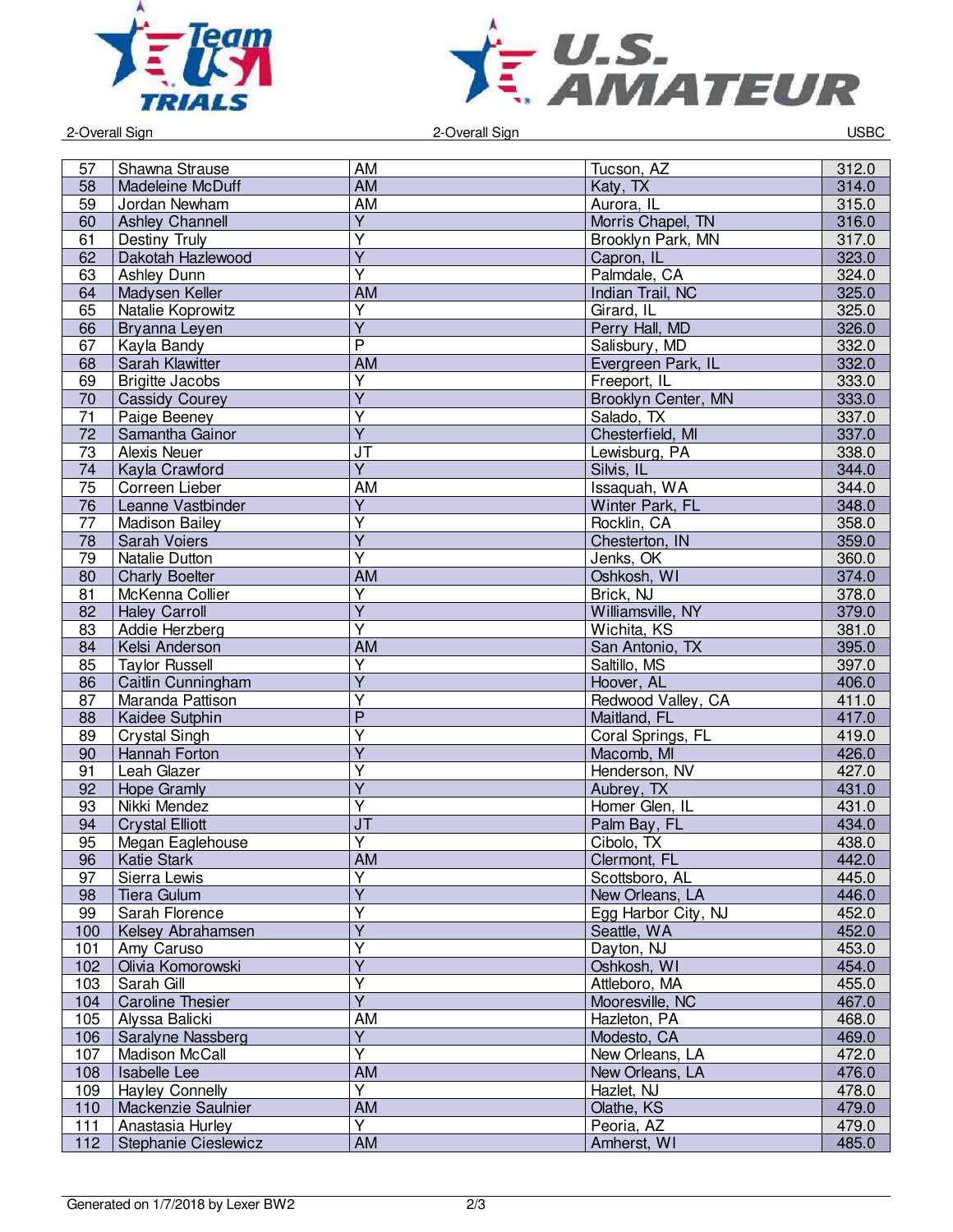2-Overall Sign

| 57 | Shawna Strause | AM | Tucson, AZ | 312.0 |
|---|---|---|---|---|
| 58 | Madeleine McDuff | AM | Katy, TX | 314.0 |
| 59 | Jordan Newham | AM | Aurora, IL | 315.0 |
| 60 | Ashley Channell | Y | Morris Chapel, TN | 316.0 |
| 61 | Destiny Truly | Y | Brooklyn Park, MN | 317.0 |
| 62 | Dakotah Hazlewood | Y | Capron, IL | 323.0 |
| 63 | Ashley Dunn | Y | Palmdale, CA | 324.0 |
| 64 | Madysen Keller | AM | Indian Trail, NC | 325.0 |
| 65 | Natalie Koprowitz | Y | Girard, IL | 325.0 |
| 66 | Bryanna Leyen | Y | Perry Hall, MD | 326.0 |
| 67 | Kayla Bandy | P | Salisbury, MD | 332.0 |
| 68 | Sarah Klawitter | AM | Evergreen Park, IL | 332.0 |
| 69 | Brigitte Jacobs | Y | Freeport, IL | 333.0 |
| 70 | Cassidy Courey | Y | Brooklyn Center, MN | 333.0 |
| 71 | Paige Beeney | Y | Salado, TX | 337.0 |
| 72 | Samantha Gainor | Y | Chesterfield, MI | 337.0 |
| 73 | Alexis Neuer | JT | Lewisburg, PA | 338.0 |
| 74 | Kayla Crawford | Y | Silvis, IL | 344.0 |
| 75 | Correen Lieber | AM | Issaquah, WA | 344.0 |
| 76 | Leanne Vastbinder | Y | Winter Park, FL | 348.0 |
| 77 | Madison Bailey | Y | Rocklin, CA | 358.0 |
| 78 | Sarah Voiers | Y | Chesterton, IN | 359.0 |
| 79 | Natalie Dutton | Y | Jenks, OK | 360.0 |
| 80 | Charly Boelter | AM | Oshkosh, WI | 374.0 |
| 81 | McKenna Collier | Y | Brick, NJ | 378.0 |
| 82 | Haley Carroll | Y | Williamsville, NY | 379.0 |
| 83 | Addie Herzberg | Y | Wichita, KS | 381.0 |
| 84 | Kelsi Anderson | AM | San Antonio, TX | 395.0 |
| 85 | Taylor Russell | Y | Saltillo, MS | 397.0 |
| 86 | Caitlin Cunningham | Y | Hoover, AL | 406.0 |
| 87 | Maranda Pattison | Y | Redwood Valley, CA | 411.0 |
| 88 | Kaidee Sutphin | P | Maitland, FL | 417.0 |
| 89 | Crystal Singh | Y | Coral Springs, FL | 419.0 |
| 90 | Hannah Forton | Y | Macomb, MI | 426.0 |
| 91 | Leah Glazer | Y | Henderson, NV | 427.0 |
| 92 | Hope Gramly | Y | Aubrey, TX | 431.0 |
| 93 | Nikki Mendez | Y | Homer Glen, IL | 431.0 |
| 94 | Crystal Elliott | JT | Palm Bay, FL | 434.0 |
| 95 | Megan Eaglehouse | Y | Cibolo, TX | 438.0 |
| 96 | Katie Stark | AM | Clermont, FL | 442.0 |
| 97 | Sierra Lewis | Y | Scottsboro, AL | 445.0 |
| 98 | Tiera Gulum | Y | New Orleans, LA | 446.0 |
| 99 | Sarah Florence | Y | Egg Harbor City, NJ | 452.0 |
| 100 | Kelsey Abrahamsen | Y | Seattle, WA | 452.0 |
| 101 | Amy Caruso | Y | Dayton, NJ | 453.0 |
| 102 | Olivia Komorowski | Y | Oshkosh, WI | 454.0 |
| 103 | Sarah Gill | Y | Attleboro, MA | 455.0 |
| 104 | Caroline Thesier | Y | Mooresville, NC | 467.0 |
| 105 | Alyssa Balicki | AM | Hazleton, PA | 468.0 |
| 106 | Saralyne Nassberg | Y | Modesto, CA | 469.0 |
| 107 | Madison McCall | Y | New Orleans, LA | 472.0 |
| 108 | Isabelle Lee | AM | New Orleans, LA | 476.0 |
| 109 | Hayley Connelly | Y | Hazlet, NJ | 478.0 |
| 110 | Mackenzie Saulnier | AM | Olathe, KS | 479.0 |
| 111 | Anastasia Hurley | Y | Peoria, AZ | 479.0 |
| 112 | Stephanie Cieslewicz | AM | Amherst, WI | 485.0 |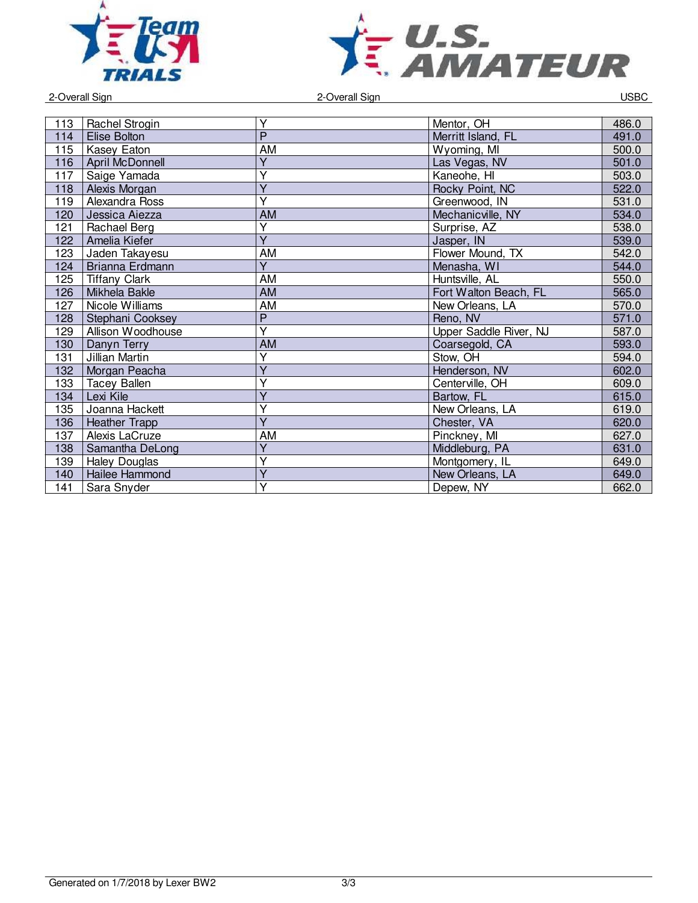| | | | | |
|---|---|---|---|---|
| 113 | Rachel Strogin | Y | Mentor, OH | 486.0 |
| 114 | Elise Bolton | P | Merritt Island, FL | 491.0 |
| 115 | Kasey Eaton | AM | Wyoming, MI | 500.0 |
| 116 | April McDonnell | Y | Las Vegas, NV | 501.0 |
| 117 | Saige Yamada | Y | Kaneohe, HI | 503.0 |
| 118 | Alexis Morgan | Y | Rocky Point, NC | 522.0 |
| 119 | Alexandra Ross | Y | Greenwood, IN | 531.0 |
| 120 | Jessica Aiezza | AM | Mechanicville, NY | 534.0 |
| 121 | Rachael Berg | Y | Surprise, AZ | 538.0 |
| 122 | Amelia Kiefer | Y | Jasper, IN | 539.0 |
| 123 | Jaden Takayesu | AM | Flower Mound, TX | 542.0 |
| 124 | Brianna Erdmann | Y | Menasha, WI | 544.0 |
| 125 | Tiffany Clark | AM | Huntsville, AL | 550.0 |
| 126 | Mikhela Bakle | AM | Fort Walton Beach, FL | 565.0 |
| 127 | Nicole Williams | AM | New Orleans, LA | 570.0 |
| 128 | Stephani Cooksey | P | Reno, NV | 571.0 |
| 129 | Allison Woodhouse | Y | Upper Saddle River, NJ | 587.0 |
| 130 | Danyn Terry | AM | Coarsegold, CA | 593.0 |
| 131 | Jillian Martin | Y | Stow, OH | 594.0 |
| 132 | Morgan Peacha | Y | Henderson, NV | 602.0 |
| 133 | Tacey Ballen | Y | Centerville, OH | 609.0 |
| 134 | Lexi Kile | Y | Bartow, FL | 615.0 |
| 135 | Joanna Hackett | Y | New Orleans, LA | 619.0 |
| 136 | Heather Trapp | Y | Chester, VA | 620.0 |
| 137 | Alexis LaCruze | AM | Pinckney, MI | 627.0 |
| 138 | Samantha DeLong | Y | Middleburg, PA | 631.0 |
| 139 | Haley Douglas | Y | Montgomery, IL | 649.0 |
| 140 | Hailee Hammond | Y | New Orleans, LA | 649.0 |
| 141 | Sara Snyder | Y | Depew, NY | 662.0 |

Generated on 1/7/2018 by Lexer BW2